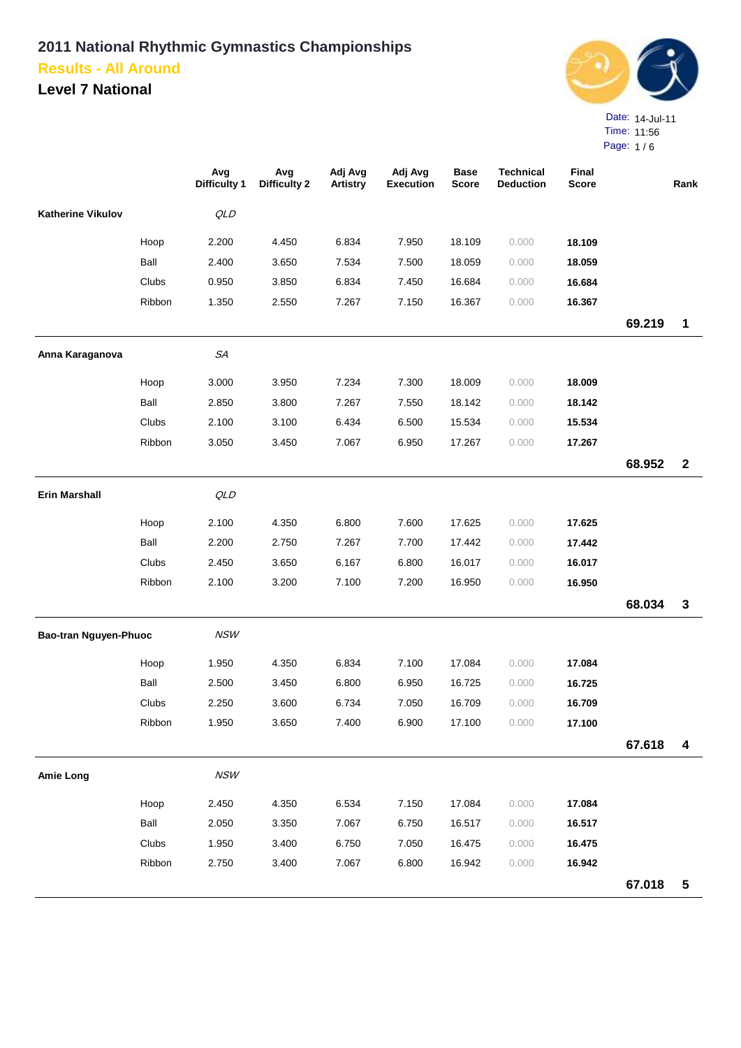# 2011 National Rhythmic Gymnastics Championships

## Results - All Around

## Level 7 National

Date: 14-Jul-11
Time: 11:56

| | | Avg Difficulty 1 | Avg Difficulty 2 | Adj Avg Artistry | Adj Avg Execution | Base Score | Technical Deduction | Final Score | | Rank |
|---|---|---|---|---|---|---|---|---|---|---|
| **Katherine Vikulov** | | *QLD* | | | | | | | | |
| | Hoop | 2.200 | 4.450 | 6.834 | 7.950 | 18.109 | 0.000 | **18.109** | | |
| | Ball | 2.400 | 3.650 | 7.534 | 7.500 | 18.059 | 0.000 | **18.059** | | |
| | Clubs | 0.950 | 3.850 | 6.834 | 7.450 | 16.684 | 0.000 | **16.684** | | |
| | Ribbon | 1.350 | 2.550 | 7.267 | 7.150 | 16.367 | 0.000 | **16.367** | | |
| | | | | | | | | | **69.219** | **1** |
| **Anna Karaganova** | | *SA* | | | | | | | | |
| | Hoop | 3.000 | 3.950 | 7.234 | 7.300 | 18.009 | 0.000 | **18.009** | | |
| | Ball | 2.850 | 3.800 | 7.267 | 7.550 | 18.142 | 0.000 | **18.142** | | |
| | Clubs | 2.100 | 3.100 | 6.434 | 6.500 | 15.534 | 0.000 | **15.534** | | |
| | Ribbon | 3.050 | 3.450 | 7.067 | 6.950 | 17.267 | 0.000 | **17.267** | | |
| | | | | | | | | | **68.952** | **2** |
| **Erin Marshall** | | *QLD* | | | | | | | | |
| | Hoop | 2.100 | 4.350 | 6.800 | 7.600 | 17.625 | 0.000 | **17.625** | | |
| | Ball | 2.200 | 2.750 | 7.267 | 7.700 | 17.442 | 0.000 | **17.442** | | |
| | Clubs | 2.450 | 3.650 | 6.167 | 6.800 | 16.017 | 0.000 | **16.017** | | |
| | Ribbon | 2.100 | 3.200 | 7.100 | 7.200 | 16.950 | 0.000 | **16.950** | | |
| | | | | | | | | | **68.034** | **3** |
| **Bao-tran Nguyen-Phuoc** | | *NSW* | | | | | | | | |
| | Hoop | 1.950 | 4.350 | 6.834 | 7.100 | 17.084 | 0.000 | **17.084** | | |
| | Ball | 2.500 | 3.450 | 6.800 | 6.950 | 16.725 | 0.000 | **16.725** | | |
| | Clubs | 2.250 | 3.600 | 6.734 | 7.050 | 16.709 | 0.000 | **16.709** | | |
| | Ribbon | 1.950 | 3.650 | 7.400 | 6.900 | 17.100 | 0.000 | **17.100** | | |
| | | | | | | | | | **67.618** | **4** |
| **Amie Long** | | *NSW* | | | | | | | | |
| | Hoop | 2.450 | 4.350 | 6.534 | 7.150 | 17.084 | 0.000 | **17.084** | | |
| | Ball | 2.050 | 3.350 | 7.067 | 6.750 | 16.517 | 0.000 | **16.517** | | |
| | Clubs | 1.950 | 3.400 | 6.750 | 7.050 | 16.475 | 0.000 | **16.475** | | |
| | Ribbon | 2.750 | 3.400 | 7.067 | 6.800 | 16.942 | 0.000 | **16.942** | | |
| | | | | | | | | | **67.018** | **5** |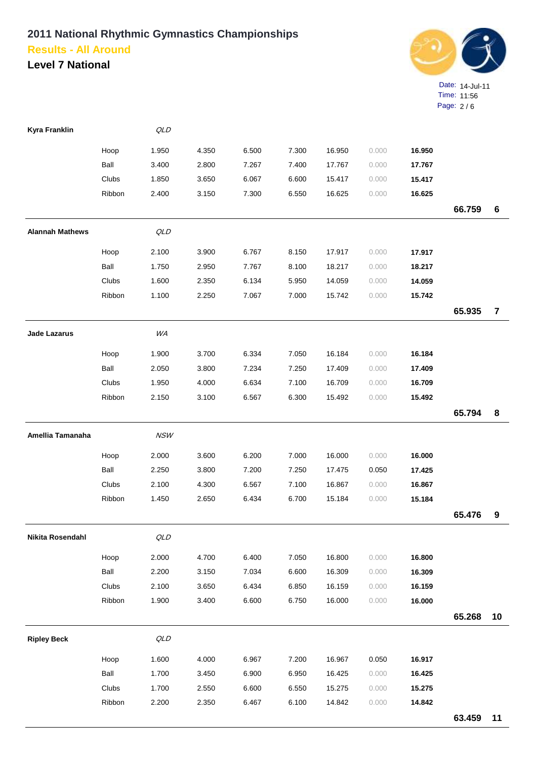# 2011 National Rhythmic Gymnastics Championships

## Results - All Around

### Level 7 National

Date: 14-Jul-11
Time: 11:56

| Name | State | Apparatus | | | | | | | Total | Place |
|---|---|---|---|---|---|---|---|---|---|---|
| **Kyra Franklin** | *QLD* | | | | | | | | | |
| | | Hoop | 1.950 | 4.350 | 6.500 | 7.300 | 16.950 | 0.000 | **16.950** | |
| | | Ball | 3.400 | 2.800 | 7.267 | 7.400 | 17.767 | 0.000 | **17.767** | |
| | | Clubs | 1.850 | 3.650 | 6.067 | 6.600 | 15.417 | 0.000 | **15.417** | |
| | | Ribbon | 2.400 | 3.150 | 7.300 | 6.550 | 16.625 | 0.000 | **16.625** | |
| | | | | | | | | | **66.759** | **6** |
| **Alannah Mathews** | *QLD* | | | | | | | | | |
| | | Hoop | 2.100 | 3.900 | 6.767 | 8.150 | 17.917 | 0.000 | **17.917** | |
| | | Ball | 1.750 | 2.950 | 7.767 | 8.100 | 18.217 | 0.000 | **18.217** | |
| | | Clubs | 1.600 | 2.350 | 6.134 | 5.950 | 14.059 | 0.000 | **14.059** | |
| | | Ribbon | 1.100 | 2.250 | 7.067 | 7.000 | 15.742 | 0.000 | **15.742** | |
| | | | | | | | | | **65.935** | **7** |
| **Jade Lazarus** | *WA* | | | | | | | | | |
| | | Hoop | 1.900 | 3.700 | 6.334 | 7.050 | 16.184 | 0.000 | **16.184** | |
| | | Ball | 2.050 | 3.800 | 7.234 | 7.250 | 17.409 | 0.000 | **17.409** | |
| | | Clubs | 1.950 | 4.000 | 6.634 | 7.100 | 16.709 | 0.000 | **16.709** | |
| | | Ribbon | 2.150 | 3.100 | 6.567 | 6.300 | 15.492 | 0.000 | **15.492** | |
| | | | | | | | | | **65.794** | **8** |
| **Amellia Tamanaha** | *NSW* | | | | | | | | | |
| | | Hoop | 2.000 | 3.600 | 6.200 | 7.000 | 16.000 | 0.000 | **16.000** | |
| | | Ball | 2.250 | 3.800 | 7.200 | 7.250 | 17.475 | 0.050 | **17.425** | |
| | | Clubs | 2.100 | 4.300 | 6.567 | 7.100 | 16.867 | 0.000 | **16.867** | |
| | | Ribbon | 1.450 | 2.650 | 6.434 | 6.700 | 15.184 | 0.000 | **15.184** | |
| | | | | | | | | | **65.476** | **9** |
| **Nikita Rosendahl** | *QLD* | | | | | | | | | |
| | | Hoop | 2.000 | 4.700 | 6.400 | 7.050 | 16.800 | 0.000 | **16.800** | |
| | | Ball | 2.200 | 3.150 | 7.034 | 6.600 | 16.309 | 0.000 | **16.309** | |
| | | Clubs | 2.100 | 3.650 | 6.434 | 6.850 | 16.159 | 0.000 | **16.159** | |
| | | Ribbon | 1.900 | 3.400 | 6.600 | 6.750 | 16.000 | 0.000 | **16.000** | |
| | | | | | | | | | **65.268** | **10** |
| **Ripley Beck** | *QLD* | | | | | | | | | |
| | | Hoop | 1.600 | 4.000 | 6.967 | 7.200 | 16.967 | 0.050 | **16.917** | |
| | | Ball | 1.700 | 3.450 | 6.900 | 6.950 | 16.425 | 0.000 | **16.425** | |
| | | Clubs | 1.700 | 2.550 | 6.600 | 6.550 | 15.275 | 0.000 | **15.275** | |
| | | Ribbon | 2.200 | 2.350 | 6.467 | 6.100 | 14.842 | 0.000 | **14.842** | |
| | | | | | | | | | **63.459** | **11** |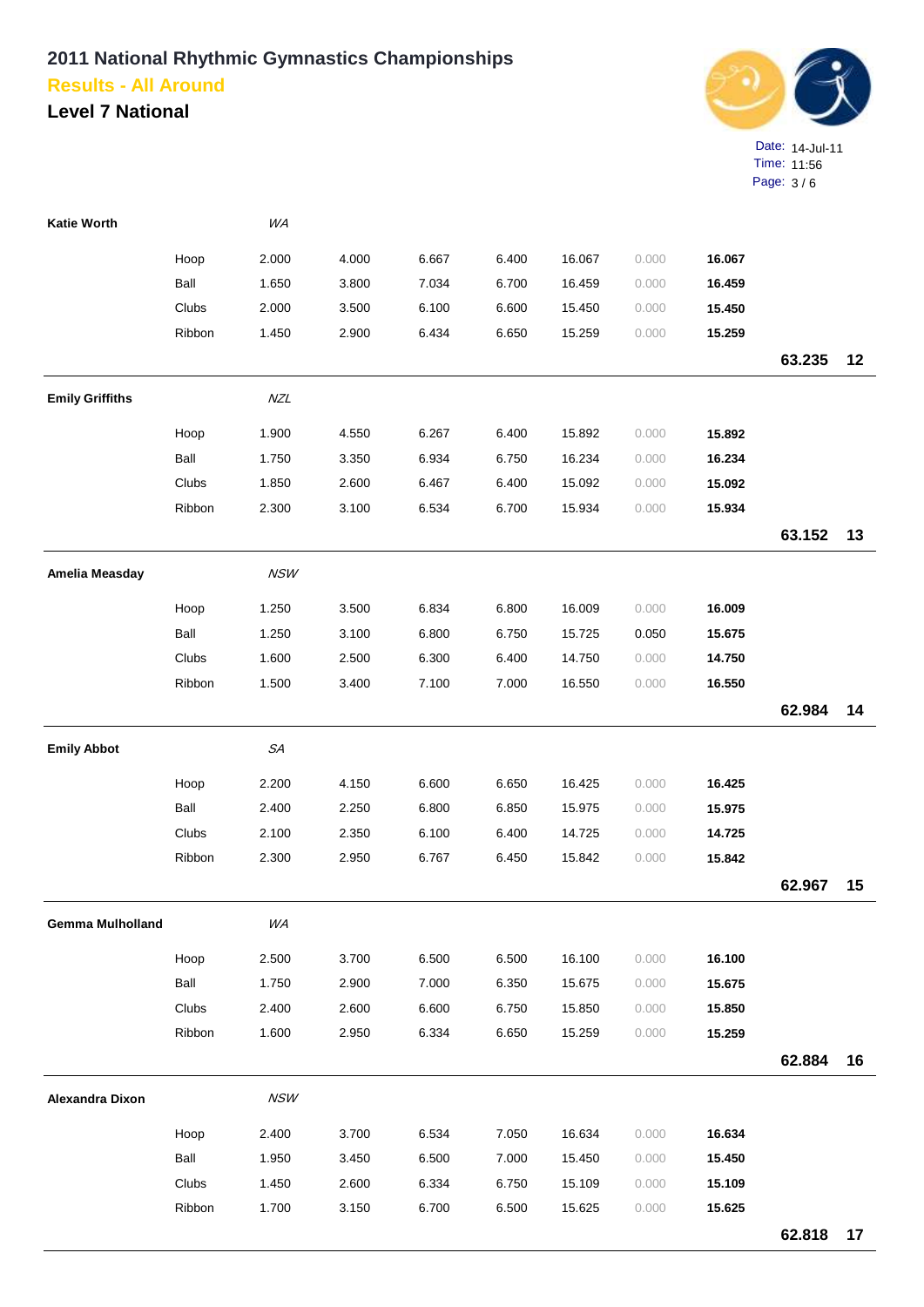# 2011 National Rhythmic Gymnastics Championships

## Results - All Around

### Level 7 National

Date: 14-Jul-11
Time: 11:56

| Name | Apparatus | | | | | | | | Total | Rank |
|---|---|---|---|---|---|---|---|---|---|---|
| **Katie Worth** | | *WA* | | | | | | | | |
| | Hoop | 2.000 | 4.000 | 6.667 | 6.400 | 16.067 | 0.000 | **16.067** | | |
| | Ball | 1.650 | 3.800 | 7.034 | 6.700 | 16.459 | 0.000 | **16.459** | | |
| | Clubs | 2.000 | 3.500 | 6.100 | 6.600 | 15.450 | 0.000 | **15.450** | | |
| | Ribbon | 1.450 | 2.900 | 6.434 | 6.650 | 15.259 | 0.000 | **15.259** | | |
| | | | | | | | | | **63.235** | **12** |
| **Emily Griffiths** | | *NZL* | | | | | | | | |
| | Hoop | 1.900 | 4.550 | 6.267 | 6.400 | 15.892 | 0.000 | **15.892** | | |
| | Ball | 1.750 | 3.350 | 6.934 | 6.750 | 16.234 | 0.000 | **16.234** | | |
| | Clubs | 1.850 | 2.600 | 6.467 | 6.400 | 15.092 | 0.000 | **15.092** | | |
| | Ribbon | 2.300 | 3.100 | 6.534 | 6.700 | 15.934 | 0.000 | **15.934** | | |
| | | | | | | | | | **63.152** | **13** |
| **Amelia Measday** | | *NSW* | | | | | | | | |
| | Hoop | 1.250 | 3.500 | 6.834 | 6.800 | 16.009 | 0.000 | **16.009** | | |
| | Ball | 1.250 | 3.100 | 6.800 | 6.750 | 15.725 | 0.050 | **15.675** | | |
| | Clubs | 1.600 | 2.500 | 6.300 | 6.400 | 14.750 | 0.000 | **14.750** | | |
| | Ribbon | 1.500 | 3.400 | 7.100 | 7.000 | 16.550 | 0.000 | **16.550** | | |
| | | | | | | | | | **62.984** | **14** |
| **Emily Abbot** | | *SA* | | | | | | | | |
| | Hoop | 2.200 | 4.150 | 6.600 | 6.650 | 16.425 | 0.000 | **16.425** | | |
| | Ball | 2.400 | 2.250 | 6.800 | 6.850 | 15.975 | 0.000 | **15.975** | | |
| | Clubs | 2.100 | 2.350 | 6.100 | 6.400 | 14.725 | 0.000 | **14.725** | | |
| | Ribbon | 2.300 | 2.950 | 6.767 | 6.450 | 15.842 | 0.000 | **15.842** | | |
| | | | | | | | | | **62.967** | **15** |
| **Gemma Mulholland** | | *WA* | | | | | | | | |
| | Hoop | 2.500 | 3.700 | 6.500 | 6.500 | 16.100 | 0.000 | **16.100** | | |
| | Ball | 1.750 | 2.900 | 7.000 | 6.350 | 15.675 | 0.000 | **15.675** | | |
| | Clubs | 2.400 | 2.600 | 6.600 | 6.750 | 15.850 | 0.000 | **15.850** | | |
| | Ribbon | 1.600 | 2.950 | 6.334 | 6.650 | 15.259 | 0.000 | **15.259** | | |
| | | | | | | | | | **62.884** | **16** |
| **Alexandra Dixon** | | *NSW* | | | | | | | | |
| | Hoop | 2.400 | 3.700 | 6.534 | 7.050 | 16.634 | 0.000 | **16.634** | | |
| | Ball | 1.950 | 3.450 | 6.500 | 7.000 | 15.450 | 0.000 | **15.450** | | |
| | Clubs | 1.450 | 2.600 | 6.334 | 6.750 | 15.109 | 0.000 | **15.109** | | |
| | Ribbon | 1.700 | 3.150 | 6.700 | 6.500 | 15.625 | 0.000 | **15.625** | | |
| | | | | | | | | | **62.818** | **17** |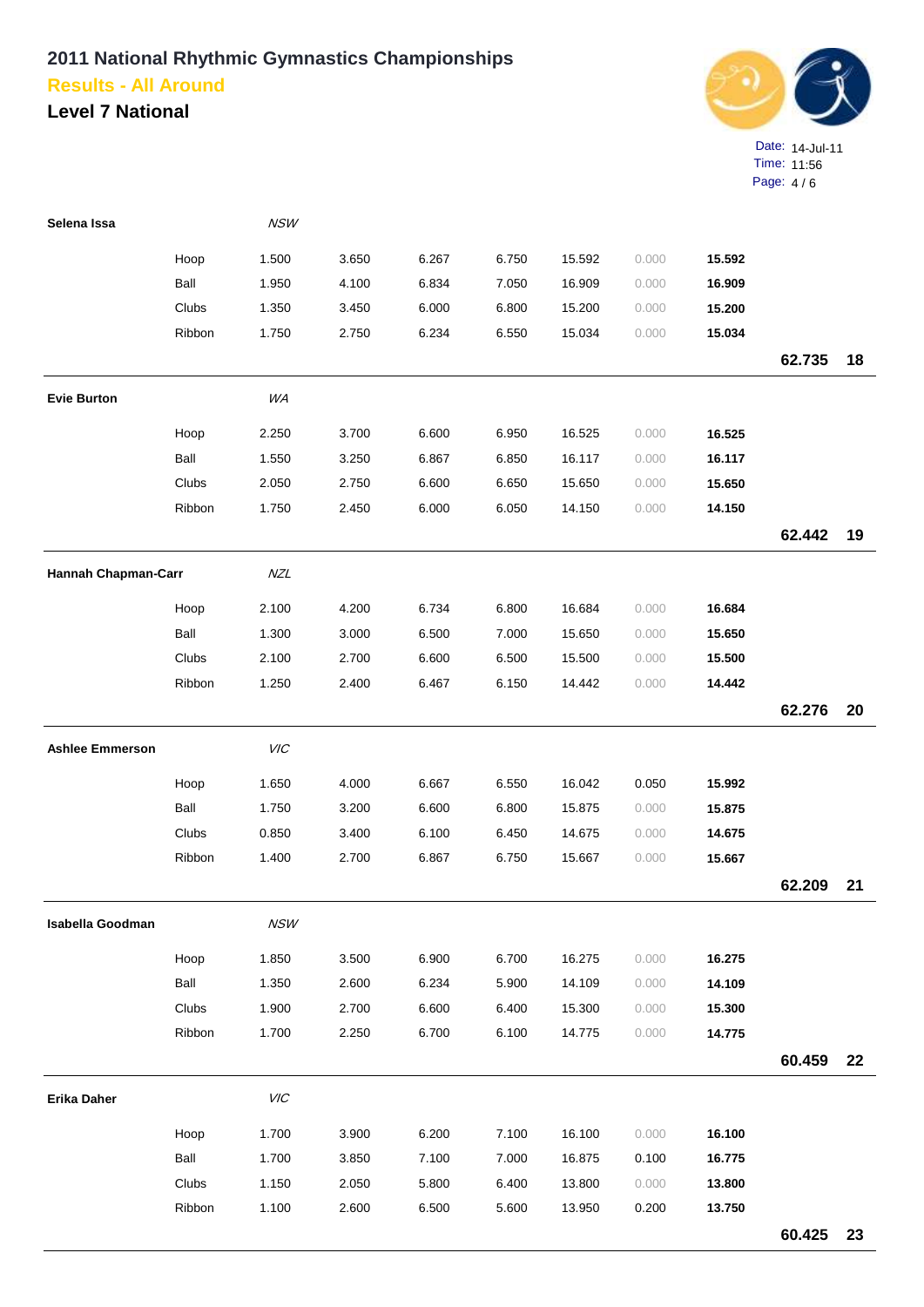# 2011 National Rhythmic Gymnastics Championships

## Results - All Around

### Level 7 National

Date: 14-Jul-11
Time: 11:56

| Name | State/Apparatus | | | | | | | | Total | Rank |
|---|---|---|---|---|---|---|---|---|---|---|
| **Selena Issa** | *NSW* | | | | | | | | | |
| | Hoop | 1.500 | 3.650 | 6.267 | 6.750 | 15.592 | 0.000 | **15.592** | | |
| | Ball | 1.950 | 4.100 | 6.834 | 7.050 | 16.909 | 0.000 | **16.909** | | |
| | Clubs | 1.350 | 3.450 | 6.000 | 6.800 | 15.200 | 0.000 | **15.200** | | |
| | Ribbon | 1.750 | 2.750 | 6.234 | 6.550 | 15.034 | 0.000 | **15.034** | | |
| | | | | | | | | | **62.735** | **18** |
| **Evie Burton** | *WA* | | | | | | | | | |
| | Hoop | 2.250 | 3.700 | 6.600 | 6.950 | 16.525 | 0.000 | **16.525** | | |
| | Ball | 1.550 | 3.250 | 6.867 | 6.850 | 16.117 | 0.000 | **16.117** | | |
| | Clubs | 2.050 | 2.750 | 6.600 | 6.650 | 15.650 | 0.000 | **15.650** | | |
| | Ribbon | 1.750 | 2.450 | 6.000 | 6.050 | 14.150 | 0.000 | **14.150** | | |
| | | | | | | | | | **62.442** | **19** |
| **Hannah Chapman-Carr** | *NZL* | | | | | | | | | |
| | Hoop | 2.100 | 4.200 | 6.734 | 6.800 | 16.684 | 0.000 | **16.684** | | |
| | Ball | 1.300 | 3.000 | 6.500 | 7.000 | 15.650 | 0.000 | **15.650** | | |
| | Clubs | 2.100 | 2.700 | 6.600 | 6.500 | 15.500 | 0.000 | **15.500** | | |
| | Ribbon | 1.250 | 2.400 | 6.467 | 6.150 | 14.442 | 0.000 | **14.442** | | |
| | | | | | | | | | **62.276** | **20** |
| **Ashlee Emmerson** | *VIC* | | | | | | | | | |
| | Hoop | 1.650 | 4.000 | 6.667 | 6.550 | 16.042 | 0.050 | **15.992** | | |
| | Ball | 1.750 | 3.200 | 6.600 | 6.800 | 15.875 | 0.000 | **15.875** | | |
| | Clubs | 0.850 | 3.400 | 6.100 | 6.450 | 14.675 | 0.000 | **14.675** | | |
| | Ribbon | 1.400 | 2.700 | 6.867 | 6.750 | 15.667 | 0.000 | **15.667** | | |
| | | | | | | | | | **62.209** | **21** |
| **Isabella Goodman** | *NSW* | | | | | | | | | |
| | Hoop | 1.850 | 3.500 | 6.900 | 6.700 | 16.275 | 0.000 | **16.275** | | |
| | Ball | 1.350 | 2.600 | 6.234 | 5.900 | 14.109 | 0.000 | **14.109** | | |
| | Clubs | 1.900 | 2.700 | 6.600 | 6.400 | 15.300 | 0.000 | **15.300** | | |
| | Ribbon | 1.700 | 2.250 | 6.700 | 6.100 | 14.775 | 0.000 | **14.775** | | |
| | | | | | | | | | **60.459** | **22** |
| **Erika Daher** | *VIC* | | | | | | | | | |
| | Hoop | 1.700 | 3.900 | 6.200 | 7.100 | 16.100 | 0.000 | **16.100** | | |
| | Ball | 1.700 | 3.850 | 7.100 | 7.000 | 16.875 | 0.100 | **16.775** | | |
| | Clubs | 1.150 | 2.050 | 5.800 | 6.400 | 13.800 | 0.000 | **13.800** | | |
| | Ribbon | 1.100 | 2.600 | 6.500 | 5.600 | 13.950 | 0.200 | **13.750** | | |
| | | | | | | | | | **60.425** | **23** |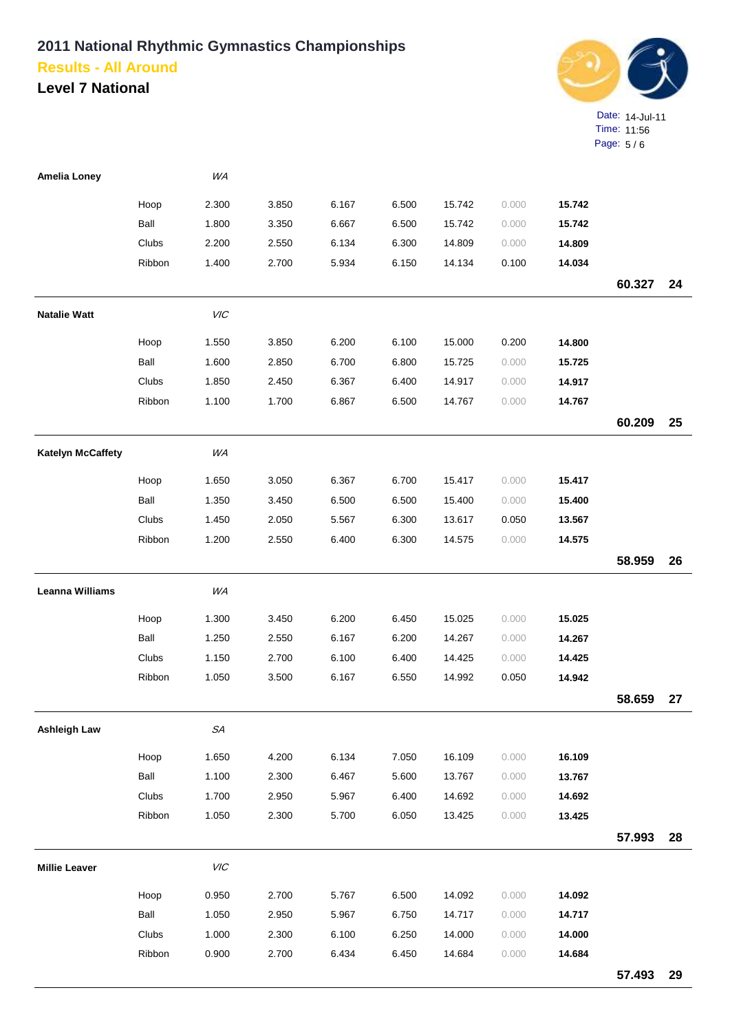# 2011 National Rhythmic Gymnastics Championships

## Results - All Around

### Level 7 National

| Gymnast | Apparatus | | | | | | | | Total | Rank |
|---|---|---|---|---|---|---|---|---|---|---|
| **Amelia Loney** | *WA* | | | | | | | | | |
| | Hoop | 2.300 | 3.850 | 6.167 | 6.500 | 15.742 | 0.000 | **15.742** | | |
| | Ball | 1.800 | 3.350 | 6.667 | 6.500 | 15.742 | 0.000 | **15.742** | | |
| | Clubs | 2.200 | 2.550 | 6.134 | 6.300 | 14.809 | 0.000 | **14.809** | | |
| | Ribbon | 1.400 | 2.700 | 5.934 | 6.150 | 14.134 | 0.100 | **14.034** | | |
| | | | | | | | | | **60.327** | **24** |
| **Natalie Watt** | *VIC* | | | | | | | | | |
| | Hoop | 1.550 | 3.850 | 6.200 | 6.100 | 15.000 | 0.200 | **14.800** | | |
| | Ball | 1.600 | 2.850 | 6.700 | 6.800 | 15.725 | 0.000 | **15.725** | | |
| | Clubs | 1.850 | 2.450 | 6.367 | 6.400 | 14.917 | 0.000 | **14.917** | | |
| | Ribbon | 1.100 | 1.700 | 6.867 | 6.500 | 14.767 | 0.000 | **14.767** | | |
| | | | | | | | | | **60.209** | **25** |
| **Katelyn McCaffety** | *WA* | | | | | | | | | |
| | Hoop | 1.650 | 3.050 | 6.367 | 6.700 | 15.417 | 0.000 | **15.417** | | |
| | Ball | 1.350 | 3.450 | 6.500 | 6.500 | 15.400 | 0.000 | **15.400** | | |
| | Clubs | 1.450 | 2.050 | 5.567 | 6.300 | 13.617 | 0.050 | **13.567** | | |
| | Ribbon | 1.200 | 2.550 | 6.400 | 6.300 | 14.575 | 0.000 | **14.575** | | |
| | | | | | | | | | **58.959** | **26** |
| **Leanna Williams** | *WA* | | | | | | | | | |
| | Hoop | 1.300 | 3.450 | 6.200 | 6.450 | 15.025 | 0.000 | **15.025** | | |
| | Ball | 1.250 | 2.550 | 6.167 | 6.200 | 14.267 | 0.000 | **14.267** | | |
| | Clubs | 1.150 | 2.700 | 6.100 | 6.400 | 14.425 | 0.000 | **14.425** | | |
| | Ribbon | 1.050 | 3.500 | 6.167 | 6.550 | 14.992 | 0.050 | **14.942** | | |
| | | | | | | | | | **58.659** | **27** |
| **Ashleigh Law** | *SA* | | | | | | | | | |
| | Hoop | 1.650 | 4.200 | 6.134 | 7.050 | 16.109 | 0.000 | **16.109** | | |
| | Ball | 1.100 | 2.300 | 6.467 | 5.600 | 13.767 | 0.000 | **13.767** | | |
| | Clubs | 1.700 | 2.950 | 5.967 | 6.400 | 14.692 | 0.000 | **14.692** | | |
| | Ribbon | 1.050 | 2.300 | 5.700 | 6.050 | 13.425 | 0.000 | **13.425** | | |
| | | | | | | | | | **57.993** | **28** |
| **Millie Leaver** | *VIC* | | | | | | | | | |
| | Hoop | 0.950 | 2.700 | 5.767 | 6.500 | 14.092 | 0.000 | **14.092** | | |
| | Ball | 1.050 | 2.950 | 5.967 | 6.750 | 14.717 | 0.000 | **14.717** | | |
| | Clubs | 1.000 | 2.300 | 6.100 | 6.250 | 14.000 | 0.000 | **14.000** | | |
| | Ribbon | 0.900 | 2.700 | 6.434 | 6.450 | 14.684 | 0.000 | **14.684** | | |
| | | | | | | | | | **57.493** | **29** |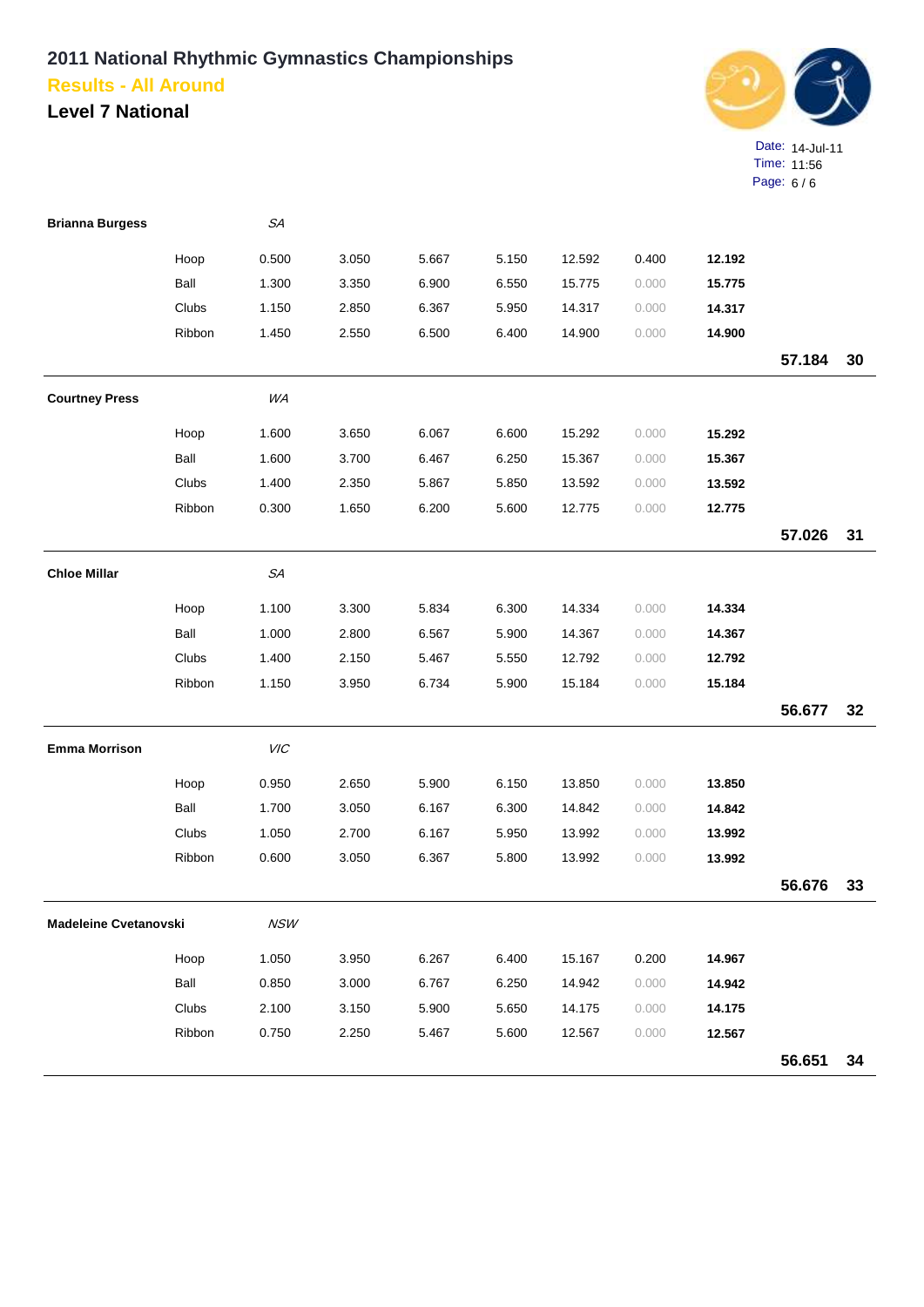# 2011 National Rhythmic Gymnastics Championships

## Results - All Around

### Level 7 National

Date: 14-Jul-11
Time: 11:56

| | | | | | | | | | | |
|---|---|---|---|---|---|---|---|---|---|---|
| **Brianna Burgess** | | *SA* | | | | | | | | |
| | Hoop | 0.500 | 3.050 | 5.667 | 5.150 | 12.592 | 0.400 | **12.192** | | |
| | Ball | 1.300 | 3.350 | 6.900 | 6.550 | 15.775 | 0.000 | **15.775** | | |
| | Clubs | 1.150 | 2.850 | 6.367 | 5.950 | 14.317 | 0.000 | **14.317** | | |
| | Ribbon | 1.450 | 2.550 | 6.500 | 6.400 | 14.900 | 0.000 | **14.900** | | |
| | | | | | | | | | **57.184** | **30** |
| **Courtney Press** | | *WA* | | | | | | | | |
| | Hoop | 1.600 | 3.650 | 6.067 | 6.600 | 15.292 | 0.000 | **15.292** | | |
| | Ball | 1.600 | 3.700 | 6.467 | 6.250 | 15.367 | 0.000 | **15.367** | | |
| | Clubs | 1.400 | 2.350 | 5.867 | 5.850 | 13.592 | 0.000 | **13.592** | | |
| | Ribbon | 0.300 | 1.650 | 6.200 | 5.600 | 12.775 | 0.000 | **12.775** | | |
| | | | | | | | | | **57.026** | **31** |
| **Chloe Millar** | | *SA* | | | | | | | | |
| | Hoop | 1.100 | 3.300 | 5.834 | 6.300 | 14.334 | 0.000 | **14.334** | | |
| | Ball | 1.000 | 2.800 | 6.567 | 5.900 | 14.367 | 0.000 | **14.367** | | |
| | Clubs | 1.400 | 2.150 | 5.467 | 5.550 | 12.792 | 0.000 | **12.792** | | |
| | Ribbon | 1.150 | 3.950 | 6.734 | 5.900 | 15.184 | 0.000 | **15.184** | | |
| | | | | | | | | | **56.677** | **32** |
| **Emma Morrison** | | *VIC* | | | | | | | | |
| | Hoop | 0.950 | 2.650 | 5.900 | 6.150 | 13.850 | 0.000 | **13.850** | | |
| | Ball | 1.700 | 3.050 | 6.167 | 6.300 | 14.842 | 0.000 | **14.842** | | |
| | Clubs | 1.050 | 2.700 | 6.167 | 5.950 | 13.992 | 0.000 | **13.992** | | |
| | Ribbon | 0.600 | 3.050 | 6.367 | 5.800 | 13.992 | 0.000 | **13.992** | | |
| | | | | | | | | | **56.676** | **33** |
| **Madeleine Cvetanovski** | | *NSW* | | | | | | | | |
| | Hoop | 1.050 | 3.950 | 6.267 | 6.400 | 15.167 | 0.200 | **14.967** | | |
| | Ball | 0.850 | 3.000 | 6.767 | 6.250 | 14.942 | 0.000 | **14.942** | | |
| | Clubs | 2.100 | 3.150 | 5.900 | 5.650 | 14.175 | 0.000 | **14.175** | | |
| | Ribbon | 0.750 | 2.250 | 5.467 | 5.600 | 12.567 | 0.000 | **12.567** | | |
| | | | | | | | | | **56.651** | **34** |